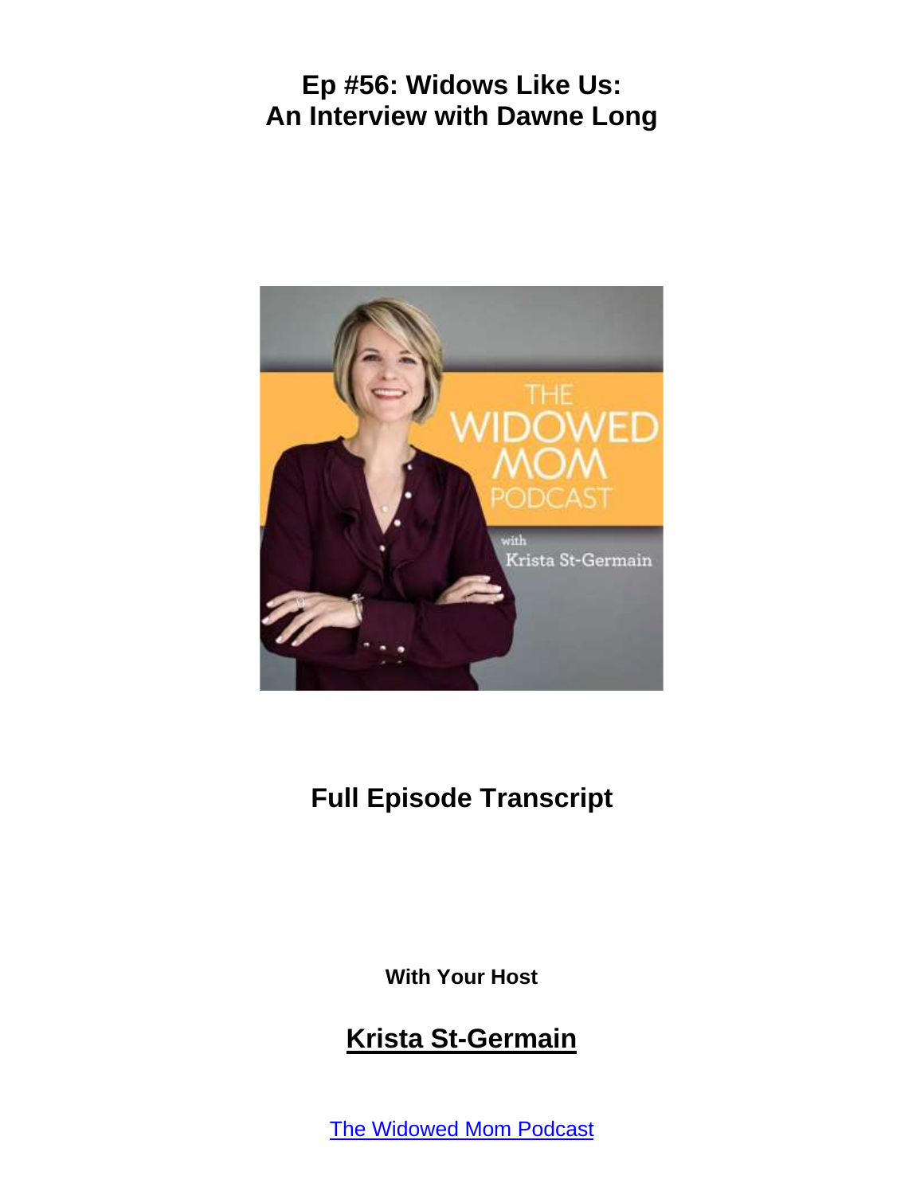# Ep #56: Widows Like Us: An Interview with Dawne Long

## Full Episode Transcript

**With Your Host**

## Krista St-Germain

[The Widowed Mom Podcast]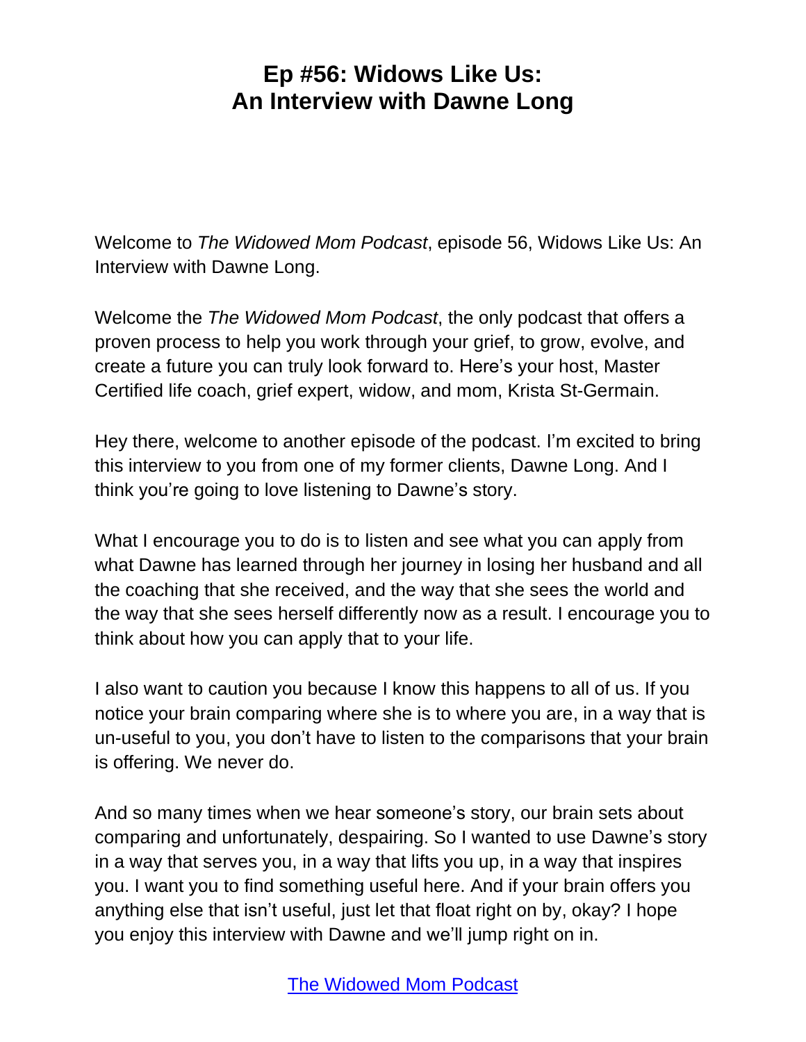# Ep #56: Widows Like Us: An Interview with Dawne Long

Welcome to *The Widowed Mom Podcast*, episode 56, Widows Like Us: An Interview with Dawne Long.

Welcome the *The Widowed Mom Podcast*, the only podcast that offers a proven process to help you work through your grief, to grow, evolve, and create a future you can truly look forward to. Here's your host, Master Certified life coach, grief expert, widow, and mom, Krista St-Germain.

Hey there, welcome to another episode of the podcast. I'm excited to bring this interview to you from one of my former clients, Dawne Long. And I think you're going to love listening to Dawne's story.

What I encourage you to do is to listen and see what you can apply from what Dawne has learned through her journey in losing her husband and all the coaching that she received, and the way that she sees the world and the way that she sees herself differently now as a result. I encourage you to think about how you can apply that to your life.

I also want to caution you because I know this happens to all of us. If you notice your brain comparing where she is to where you are, in a way that is un-useful to you, you don't have to listen to the comparisons that your brain is offering. We never do.

And so many times when we hear someone's story, our brain sets about comparing and unfortunately, despairing. So I wanted to use Dawne's story in a way that serves you, in a way that lifts you up, in a way that inspires you. I want you to find something useful here. And if your brain offers you anything else that isn't useful, just let that float right on by, okay? I hope you enjoy this interview with Dawne and we'll jump right on in.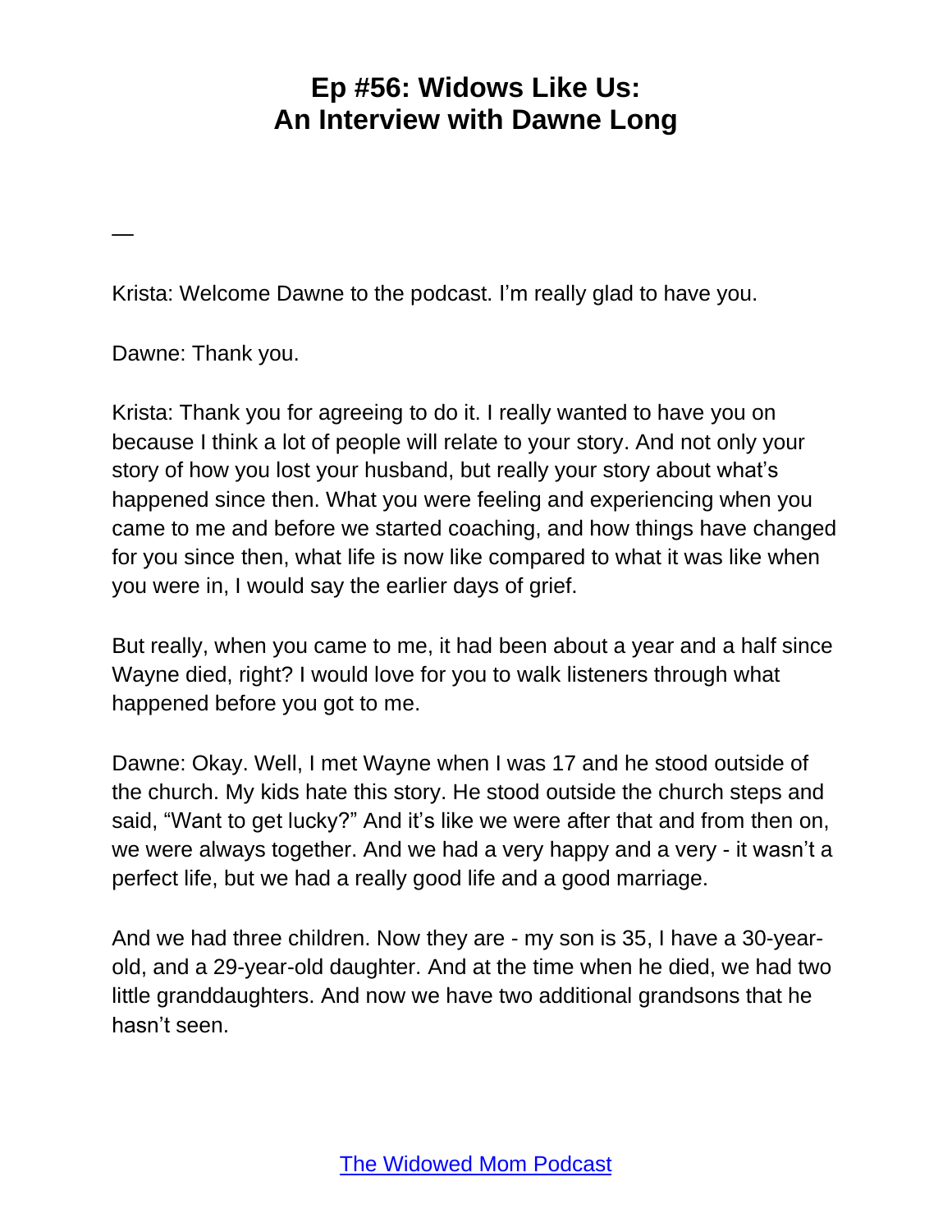# Ep #56: Widows Like Us: An Interview with Dawne Long

—

Krista: Welcome Dawne to the podcast. I'm really glad to have you.

Dawne: Thank you.

Krista: Thank you for agreeing to do it. I really wanted to have you on because I think a lot of people will relate to your story. And not only your story of how you lost your husband, but really your story about what's happened since then. What you were feeling and experiencing when you came to me and before we started coaching, and how things have changed for you since then, what life is now like compared to what it was like when you were in, I would say the earlier days of grief.

But really, when you came to me, it had been about a year and a half since Wayne died, right? I would love for you to walk listeners through what happened before you got to me.

Dawne: Okay. Well, I met Wayne when I was 17 and he stood outside of the church. My kids hate this story. He stood outside the church steps and said, "Want to get lucky?" And it's like we were after that and from then on, we were always together. And we had a very happy and a very - it wasn't a perfect life, but we had a really good life and a good marriage.

And we had three children. Now they are - my son is 35, I have a 30-year-old, and a 29-year-old daughter. And at the time when he died, we had two little granddaughters. And now we have two additional grandsons that he hasn't seen.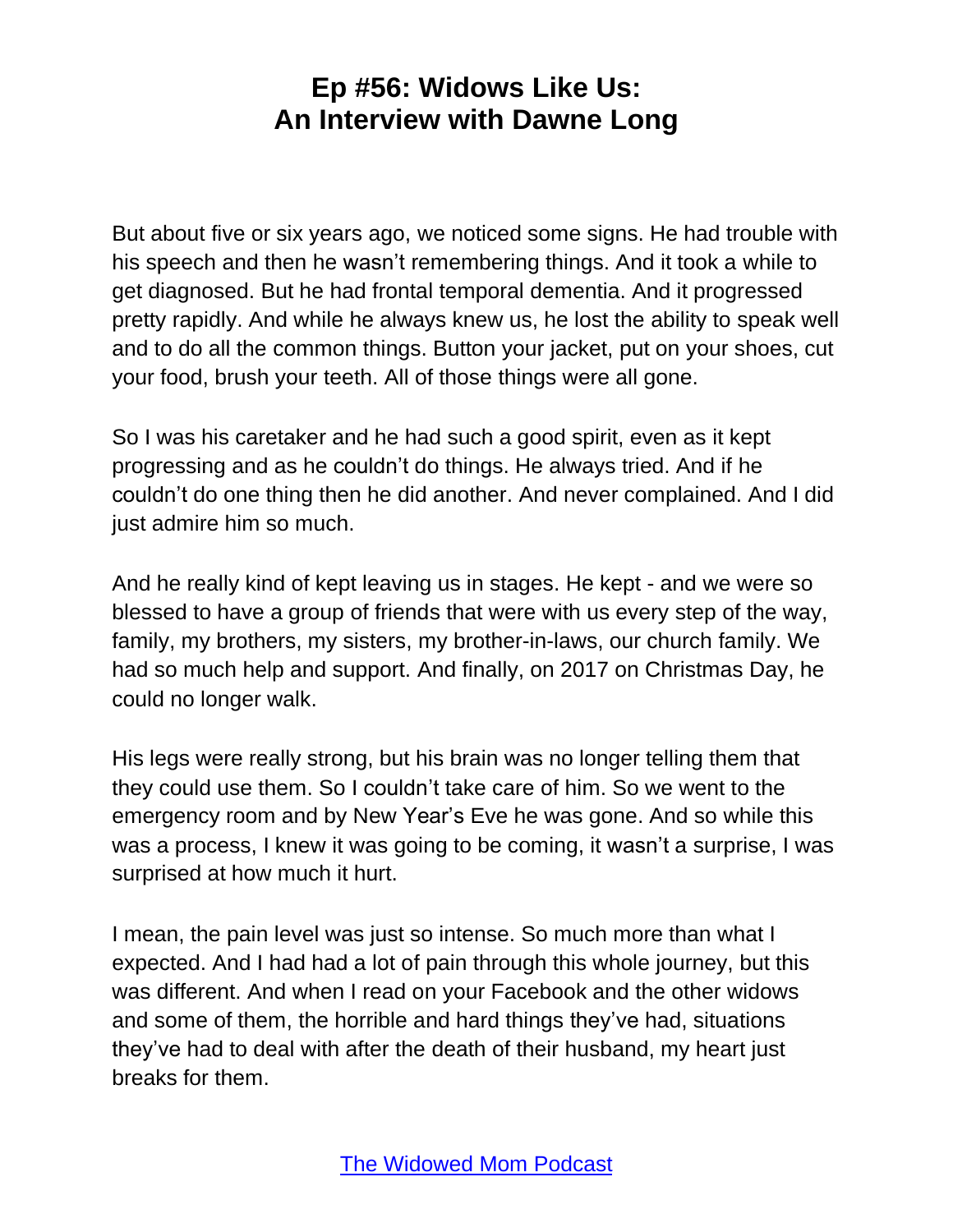But about five or six years ago, we noticed some signs. He had trouble with his speech and then he wasn't remembering things. And it took a while to get diagnosed. But he had frontal temporal dementia. And it progressed pretty rapidly. And while he always knew us, he lost the ability to speak well and to do all the common things. Button your jacket, put on your shoes, cut your food, brush your teeth. All of those things were all gone.

So I was his caretaker and he had such a good spirit, even as it kept progressing and as he couldn't do things. He always tried. And if he couldn't do one thing then he did another. And never complained. And I did just admire him so much.

And he really kind of kept leaving us in stages. He kept - and we were so blessed to have a group of friends that were with us every step of the way, family, my brothers, my sisters, my brother-in-laws, our church family. We had so much help and support. And finally, on 2017 on Christmas Day, he could no longer walk.

His legs were really strong, but his brain was no longer telling them that they could use them. So I couldn't take care of him. So we went to the emergency room and by New Year's Eve he was gone. And so while this was a process, I knew it was going to be coming, it wasn't a surprise, I was surprised at how much it hurt.

I mean, the pain level was just so intense. So much more than what I expected. And I had had a lot of pain through this whole journey, but this was different. And when I read on your Facebook and the other widows and some of them, the horrible and hard things they've had, situations they've had to deal with after the death of their husband, my heart just breaks for them.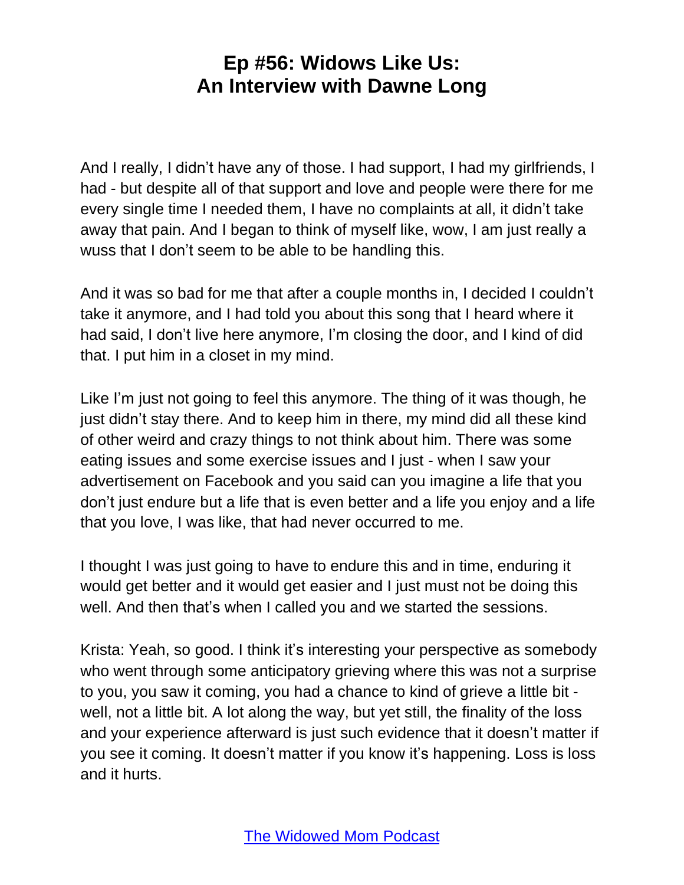And I really, I didn't have any of those. I had support, I had my girlfriends, I had - but despite all of that support and love and people were there for me every single time I needed them, I have no complaints at all, it didn't take away that pain. And I began to think of myself like, wow, I am just really a wuss that I don't seem to be able to be handling this.

And it was so bad for me that after a couple months in, I decided I couldn't take it anymore, and I had told you about this song that I heard where it had said, I don't live here anymore, I'm closing the door, and I kind of did that. I put him in a closet in my mind.

Like I'm just not going to feel this anymore. The thing of it was though, he just didn't stay there. And to keep him in there, my mind did all these kind of other weird and crazy things to not think about him. There was some eating issues and some exercise issues and I just - when I saw your advertisement on Facebook and you said can you imagine a life that you don't just endure but a life that is even better and a life you enjoy and a life that you love, I was like, that had never occurred to me.

I thought I was just going to have to endure this and in time, enduring it would get better and it would get easier and I just must not be doing this well. And then that's when I called you and we started the sessions.

Krista: Yeah, so good. I think it's interesting your perspective as somebody who went through some anticipatory grieving where this was not a surprise to you, you saw it coming, you had a chance to kind of grieve a little bit - well, not a little bit. A lot along the way, but yet still, the finality of the loss and your experience afterward is just such evidence that it doesn't matter if you see it coming. It doesn't matter if you know it's happening. Loss is loss and it hurts.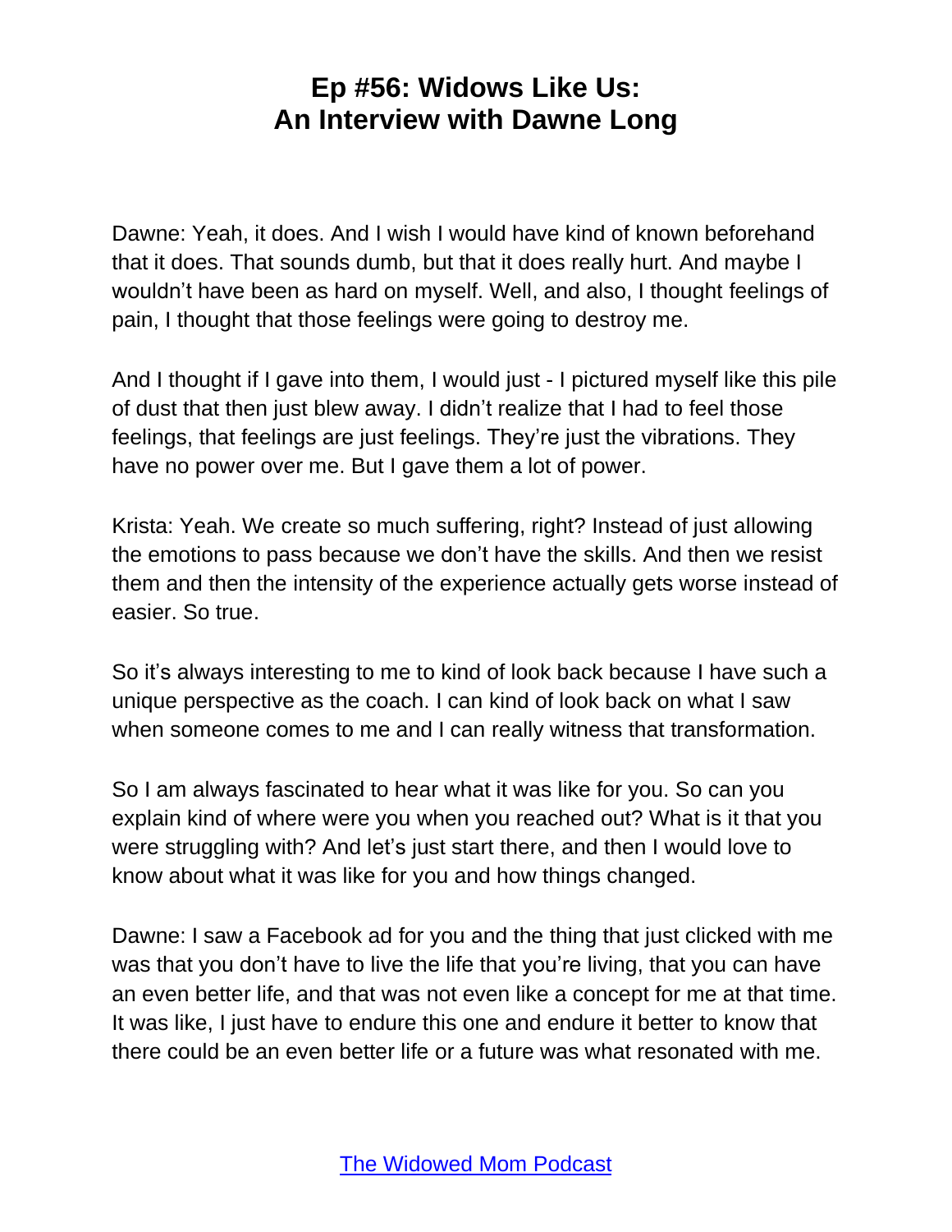Dawne: Yeah, it does. And I wish I would have kind of known beforehand that it does. That sounds dumb, but that it does really hurt. And maybe I wouldn't have been as hard on myself. Well, and also, I thought feelings of pain, I thought that those feelings were going to destroy me.

And I thought if I gave into them, I would just - I pictured myself like this pile of dust that then just blew away. I didn't realize that I had to feel those feelings, that feelings are just feelings. They're just the vibrations. They have no power over me. But I gave them a lot of power.

Krista: Yeah. We create so much suffering, right? Instead of just allowing the emotions to pass because we don't have the skills. And then we resist them and then the intensity of the experience actually gets worse instead of easier. So true.

So it's always interesting to me to kind of look back because I have such a unique perspective as the coach. I can kind of look back on what I saw when someone comes to me and I can really witness that transformation.

So I am always fascinated to hear what it was like for you. So can you explain kind of where were you when you reached out? What is it that you were struggling with? And let's just start there, and then I would love to know about what it was like for you and how things changed.

Dawne: I saw a Facebook ad for you and the thing that just clicked with me was that you don't have to live the life that you're living, that you can have an even better life, and that was not even like a concept for me at that time. It was like, I just have to endure this one and endure it better to know that there could be an even better life or a future was what resonated with me.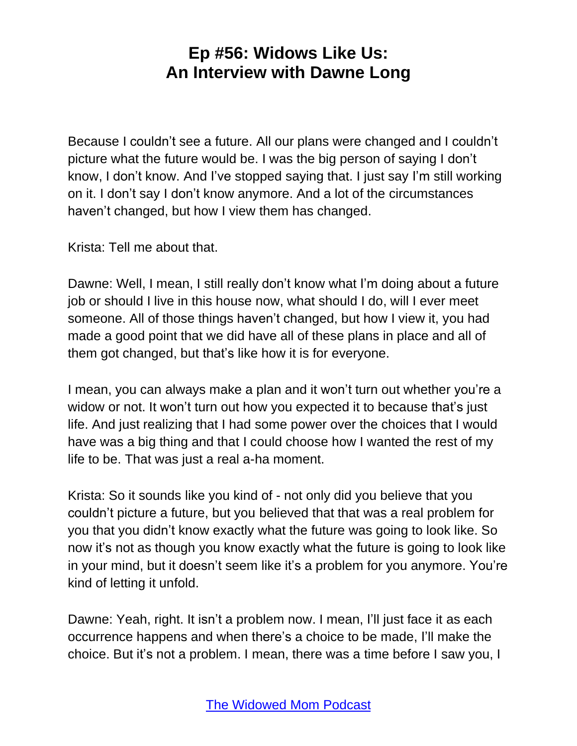Because I couldn't see a future. All our plans were changed and I couldn't picture what the future would be. I was the big person of saying I don't know, I don't know. And I've stopped saying that. I just say I'm still working on it. I don't say I don't know anymore. And a lot of the circumstances haven't changed, but how I view them has changed.

Krista: Tell me about that.

Dawne: Well, I mean, I still really don't know what I'm doing about a future job or should I live in this house now, what should I do, will I ever meet someone. All of those things haven't changed, but how I view it, you had made a good point that we did have all of these plans in place and all of them got changed, but that's like how it is for everyone.

I mean, you can always make a plan and it won't turn out whether you're a widow or not. It won't turn out how you expected it to because that's just life. And just realizing that I had some power over the choices that I would have was a big thing and that I could choose how I wanted the rest of my life to be. That was just a real a-ha moment.

Krista: So it sounds like you kind of - not only did you believe that you couldn't picture a future, but you believed that that was a real problem for you that you didn't know exactly what the future was going to look like. So now it's not as though you know exactly what the future is going to look like in your mind, but it doesn't seem like it's a problem for you anymore. You're kind of letting it unfold.

Dawne: Yeah, right. It isn't a problem now. I mean, I'll just face it as each occurrence happens and when there's a choice to be made, I'll make the choice. But it's not a problem. I mean, there was a time before I saw you, I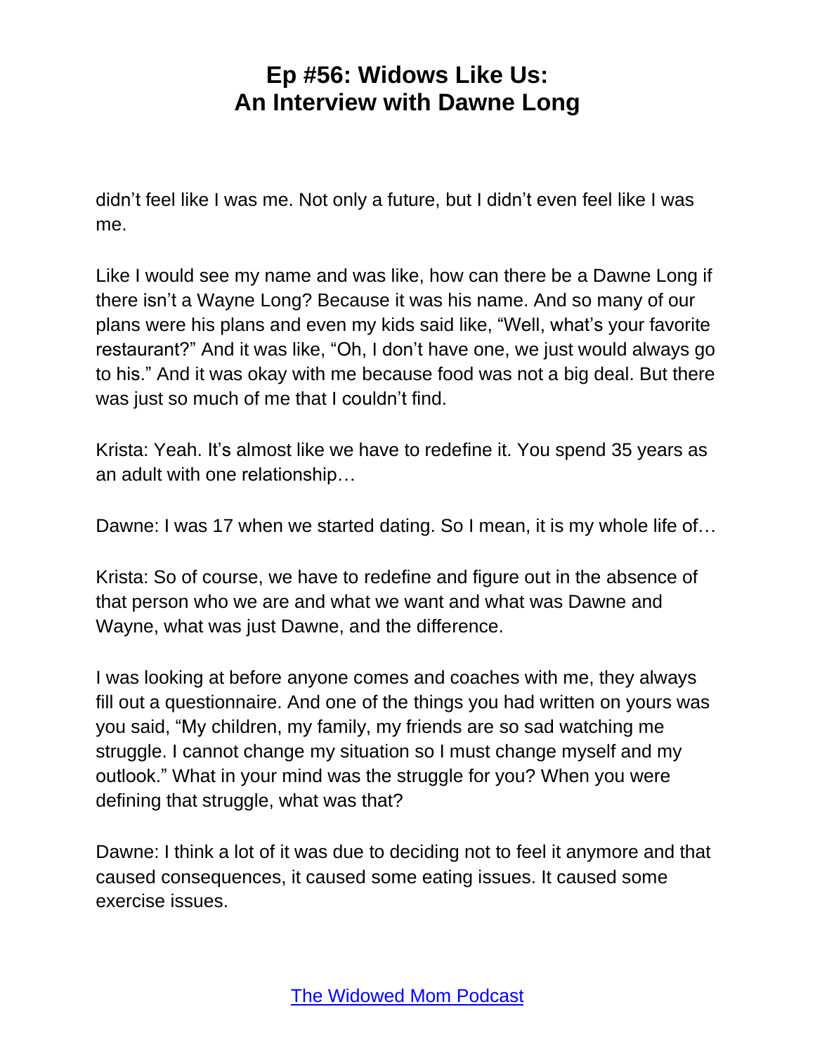didn’t feel like I was me. Not only a future, but I didn’t even feel like I was me.

Like I would see my name and was like, how can there be a Dawne Long if there isn’t a Wayne Long? Because it was his name. And so many of our plans were his plans and even my kids said like, “Well, what’s your favorite restaurant?” And it was like, “Oh, I don’t have one, we just would always go to his.” And it was okay with me because food was not a big deal. But there was just so much of me that I couldn’t find.

Krista: Yeah. It’s almost like we have to redefine it. You spend 35 years as an adult with one relationship…

Dawne: I was 17 when we started dating. So I mean, it is my whole life of…

Krista: So of course, we have to redefine and figure out in the absence of that person who we are and what we want and what was Dawne and Wayne, what was just Dawne, and the difference.

I was looking at before anyone comes and coaches with me, they always fill out a questionnaire. And one of the things you had written on yours was you said, “My children, my family, my friends are so sad watching me struggle. I cannot change my situation so I must change myself and my outlook.” What in your mind was the struggle for you? When you were defining that struggle, what was that?

Dawne: I think a lot of it was due to deciding not to feel it anymore and that caused consequences, it caused some eating issues. It caused some exercise issues.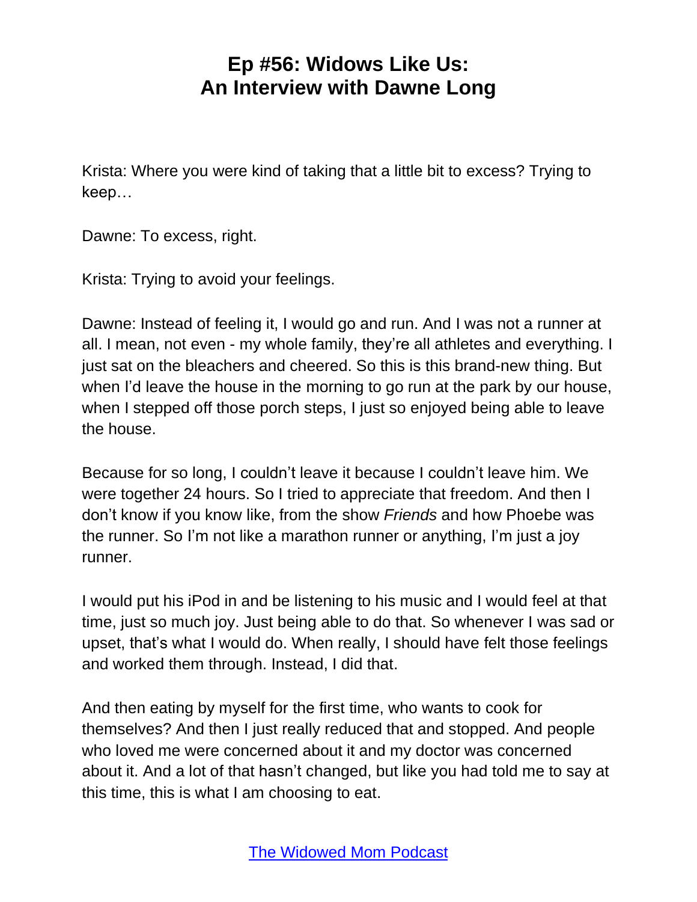Krista: Where you were kind of taking that a little bit to excess? Trying to keep…

Dawne: To excess, right.

Krista: Trying to avoid your feelings.

Dawne: Instead of feeling it, I would go and run. And I was not a runner at all. I mean, not even - my whole family, they're all athletes and everything. I just sat on the bleachers and cheered. So this is this brand-new thing. But when I'd leave the house in the morning to go run at the park by our house, when I stepped off those porch steps, I just so enjoyed being able to leave the house.

Because for so long, I couldn't leave it because I couldn't leave him. We were together 24 hours. So I tried to appreciate that freedom. And then I don't know if you know like, from the show *Friends* and how Phoebe was the runner. So I'm not like a marathon runner or anything, I'm just a joy runner.

I would put his iPod in and be listening to his music and I would feel at that time, just so much joy. Just being able to do that. So whenever I was sad or upset, that's what I would do. When really, I should have felt those feelings and worked them through. Instead, I did that.

And then eating by myself for the first time, who wants to cook for themselves? And then I just really reduced that and stopped. And people who loved me were concerned about it and my doctor was concerned about it. And a lot of that hasn't changed, but like you had told me to say at this time, this is what I am choosing to eat.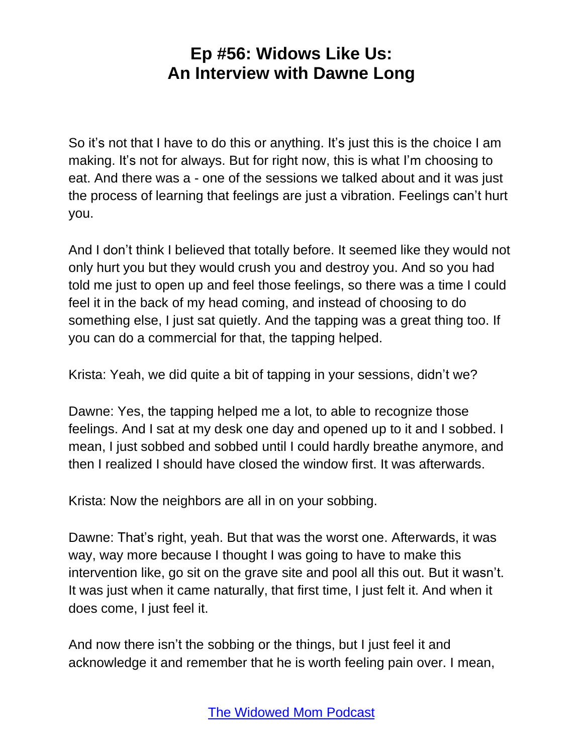So it's not that I have to do this or anything. It's just this is the choice I am making. It's not for always. But for right now, this is what I'm choosing to eat. And there was a - one of the sessions we talked about and it was just the process of learning that feelings are just a vibration. Feelings can't hurt you.

And I don't think I believed that totally before. It seemed like they would not only hurt you but they would crush you and destroy you. And so you had told me just to open up and feel those feelings, so there was a time I could feel it in the back of my head coming, and instead of choosing to do something else, I just sat quietly. And the tapping was a great thing too. If you can do a commercial for that, the tapping helped.

Krista: Yeah, we did quite a bit of tapping in your sessions, didn't we?

Dawne: Yes, the tapping helped me a lot, to able to recognize those feelings. And I sat at my desk one day and opened up to it and I sobbed. I mean, I just sobbed and sobbed until I could hardly breathe anymore, and then I realized I should have closed the window first. It was afterwards.

Krista: Now the neighbors are all in on your sobbing.

Dawne: That's right, yeah. But that was the worst one. Afterwards, it was way, way more because I thought I was going to have to make this intervention like, go sit on the grave site and pool all this out. But it wasn't. It was just when it came naturally, that first time, I just felt it. And when it does come, I just feel it.

And now there isn't the sobbing or the things, but I just feel it and acknowledge it and remember that he is worth feeling pain over. I mean,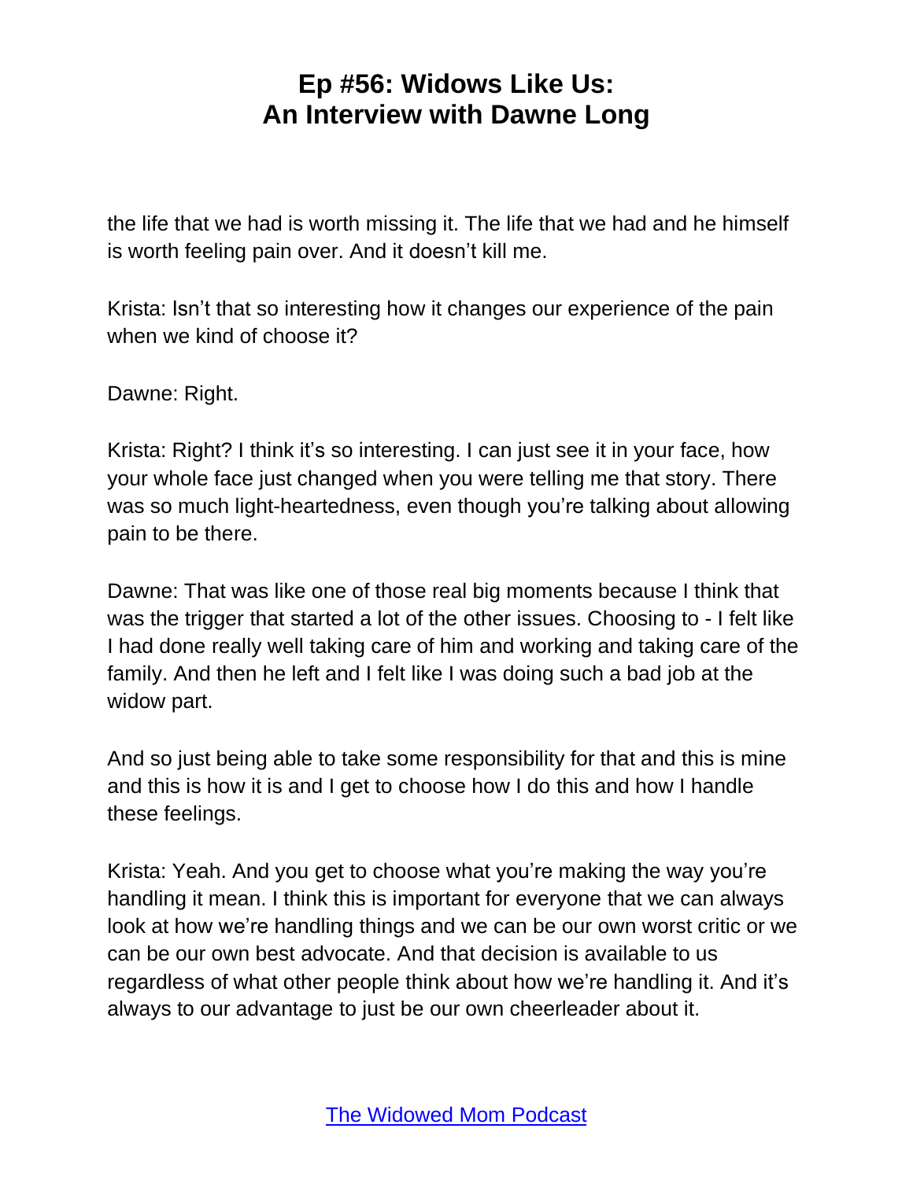the life that we had is worth missing it. The life that we had and he himself is worth feeling pain over. And it doesn't kill me.

Krista: Isn't that so interesting how it changes our experience of the pain when we kind of choose it?

Dawne: Right.

Krista: Right? I think it's so interesting. I can just see it in your face, how your whole face just changed when you were telling me that story. There was so much light-heartedness, even though you're talking about allowing pain to be there.

Dawne: That was like one of those real big moments because I think that was the trigger that started a lot of the other issues. Choosing to - I felt like I had done really well taking care of him and working and taking care of the family. And then he left and I felt like I was doing such a bad job at the widow part.

And so just being able to take some responsibility for that and this is mine and this is how it is and I get to choose how I do this and how I handle these feelings.

Krista: Yeah. And you get to choose what you're making the way you're handling it mean. I think this is important for everyone that we can always look at how we're handling things and we can be our own worst critic or we can be our own best advocate. And that decision is available to us regardless of what other people think about how we're handling it. And it's always to our advantage to just be our own cheerleader about it.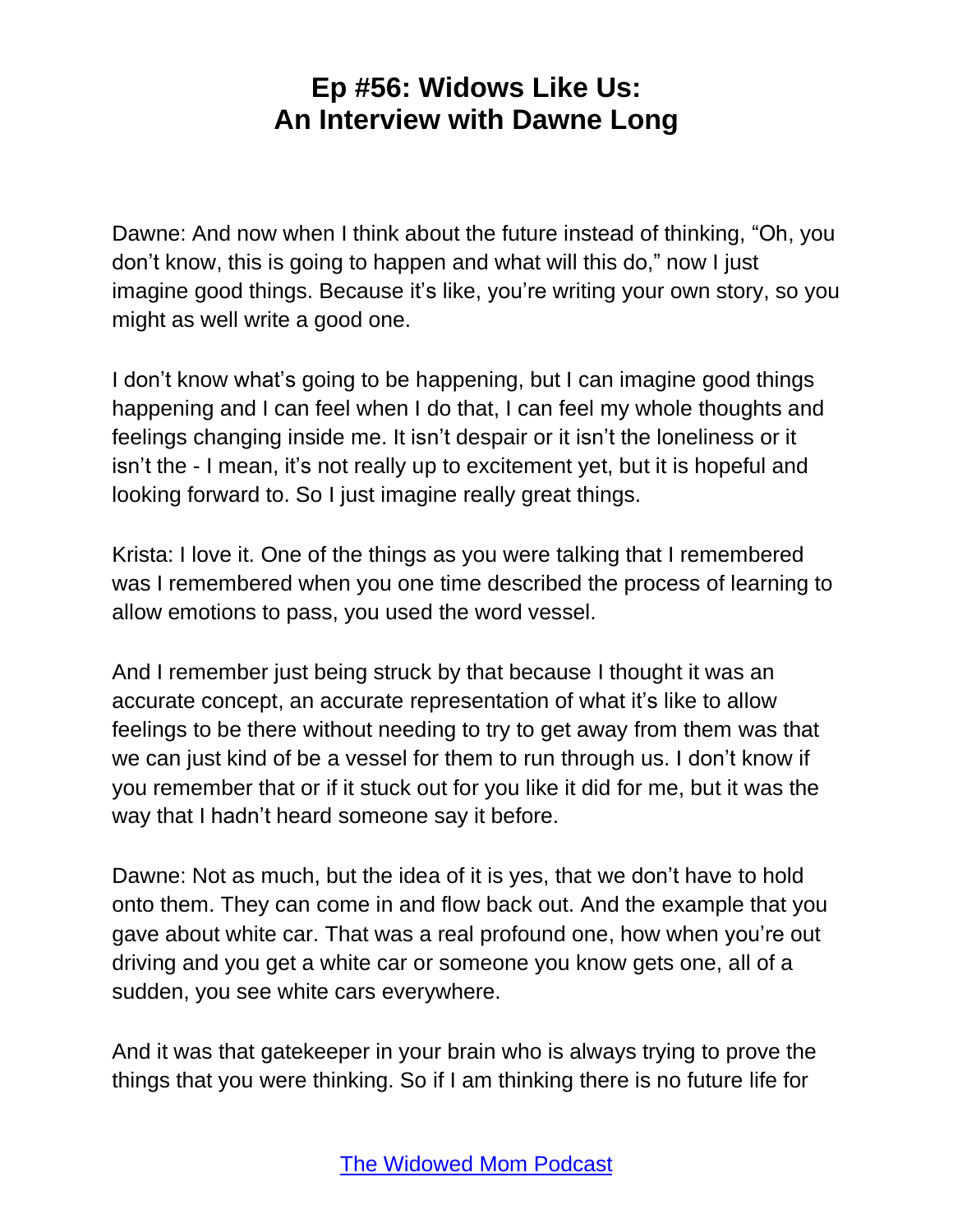Dawne: And now when I think about the future instead of thinking, "Oh, you don't know, this is going to happen and what will this do," now I just imagine good things. Because it's like, you're writing your own story, so you might as well write a good one.

I don't know what's going to be happening, but I can imagine good things happening and I can feel when I do that, I can feel my whole thoughts and feelings changing inside me. It isn't despair or it isn't the loneliness or it isn't the - I mean, it's not really up to excitement yet, but it is hopeful and looking forward to. So I just imagine really great things.

Krista: I love it. One of the things as you were talking that I remembered was I remembered when you one time described the process of learning to allow emotions to pass, you used the word vessel.

And I remember just being struck by that because I thought it was an accurate concept, an accurate representation of what it's like to allow feelings to be there without needing to try to get away from them was that we can just kind of be a vessel for them to run through us. I don't know if you remember that or if it stuck out for you like it did for me, but it was the way that I hadn't heard someone say it before.

Dawne: Not as much, but the idea of it is yes, that we don't have to hold onto them. They can come in and flow back out. And the example that you gave about white car. That was a real profound one, how when you're out driving and you get a white car or someone you know gets one, all of a sudden, you see white cars everywhere.

And it was that gatekeeper in your brain who is always trying to prove the things that you were thinking. So if I am thinking there is no future life for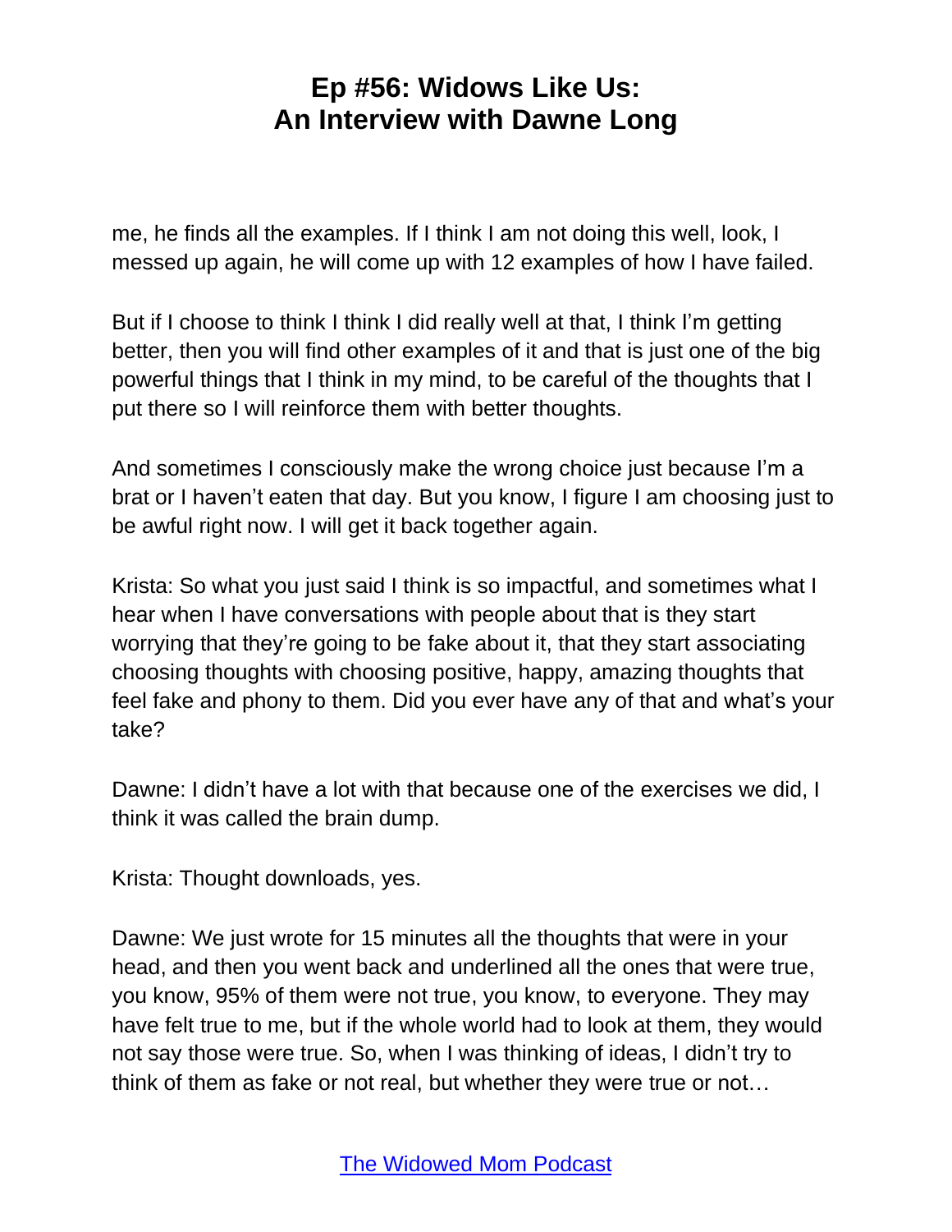me, he finds all the examples. If I think I am not doing this well, look, I messed up again, he will come up with 12 examples of how I have failed.

But if I choose to think I think I did really well at that, I think I'm getting better, then you will find other examples of it and that is just one of the big powerful things that I think in my mind, to be careful of the thoughts that I put there so I will reinforce them with better thoughts.

And sometimes I consciously make the wrong choice just because I'm a brat or I haven't eaten that day. But you know, I figure I am choosing just to be awful right now. I will get it back together again.

Krista: So what you just said I think is so impactful, and sometimes what I hear when I have conversations with people about that is they start worrying that they're going to be fake about it, that they start associating choosing thoughts with choosing positive, happy, amazing thoughts that feel fake and phony to them. Did you ever have any of that and what's your take?

Dawne: I didn't have a lot with that because one of the exercises we did, I think it was called the brain dump.

Krista: Thought downloads, yes.

Dawne: We just wrote for 15 minutes all the thoughts that were in your head, and then you went back and underlined all the ones that were true, you know, 95% of them were not true, you know, to everyone. They may have felt true to me, but if the whole world had to look at them, they would not say those were true. So, when I was thinking of ideas, I didn't try to think of them as fake or not real, but whether they were true or not…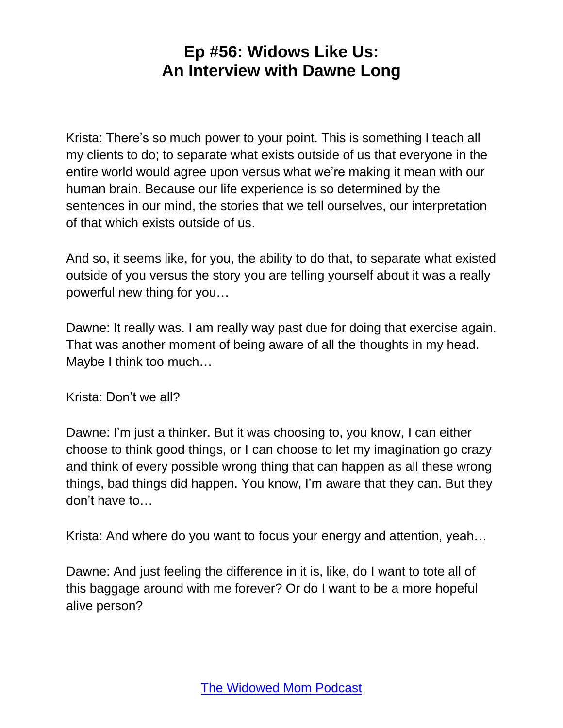Krista: There's so much power to your point. This is something I teach all my clients to do; to separate what exists outside of us that everyone in the entire world would agree upon versus what we're making it mean with our human brain. Because our life experience is so determined by the sentences in our mind, the stories that we tell ourselves, our interpretation of that which exists outside of us.

And so, it seems like, for you, the ability to do that, to separate what existed outside of you versus the story you are telling yourself about it was a really powerful new thing for you…

Dawne: It really was. I am really way past due for doing that exercise again. That was another moment of being aware of all the thoughts in my head. Maybe I think too much…

Krista: Don't we all?

Dawne: I'm just a thinker. But it was choosing to, you know, I can either choose to think good things, or I can choose to let my imagination go crazy and think of every possible wrong thing that can happen as all these wrong things, bad things did happen. You know, I'm aware that they can. But they don't have to…

Krista: And where do you want to focus your energy and attention, yeah…

Dawne: And just feeling the difference in it is, like, do I want to tote all of this baggage around with me forever? Or do I want to be a more hopeful alive person?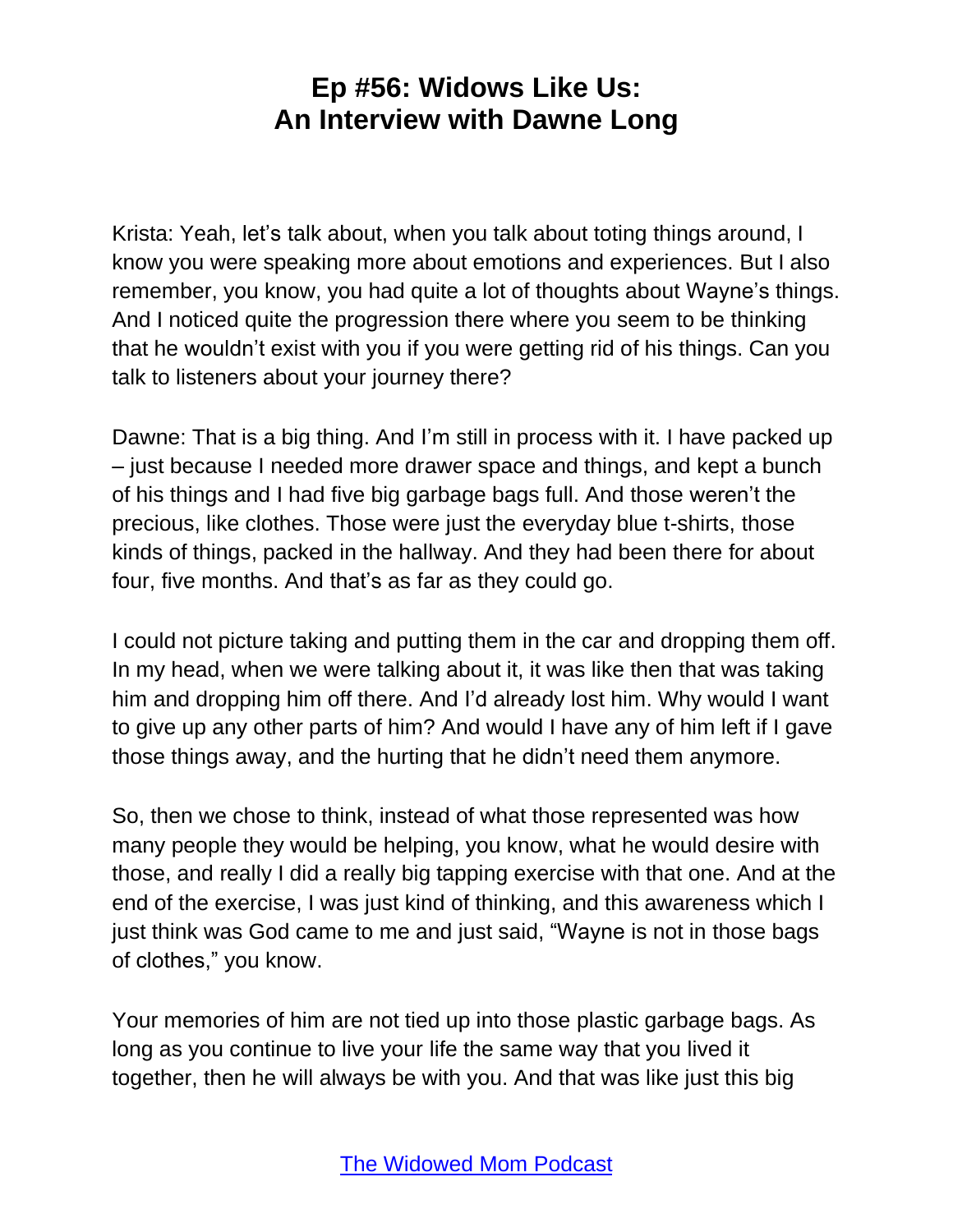# Ep #56: Widows Like Us: An Interview with Dawne Long

Krista: Yeah, let's talk about, when you talk about toting things around, I know you were speaking more about emotions and experiences. But I also remember, you know, you had quite a lot of thoughts about Wayne's things. And I noticed quite the progression there where you seem to be thinking that he wouldn't exist with you if you were getting rid of his things. Can you talk to listeners about your journey there?

Dawne: That is a big thing. And I'm still in process with it. I have packed up – just because I needed more drawer space and things, and kept a bunch of his things and I had five big garbage bags full. And those weren't the precious, like clothes. Those were just the everyday blue t-shirts, those kinds of things, packed in the hallway. And they had been there for about four, five months. And that's as far as they could go.

I could not picture taking and putting them in the car and dropping them off. In my head, when we were talking about it, it was like then that was taking him and dropping him off there. And I'd already lost him. Why would I want to give up any other parts of him? And would I have any of him left if I gave those things away, and the hurting that he didn't need them anymore.

So, then we chose to think, instead of what those represented was how many people they would be helping, you know, what he would desire with those, and really I did a really big tapping exercise with that one. And at the end of the exercise, I was just kind of thinking, and this awareness which I just think was God came to me and just said, "Wayne is not in those bags of clothes," you know.

Your memories of him are not tied up into those plastic garbage bags. As long as you continue to live your life the same way that you lived it together, then he will always be with you. And that was like just this big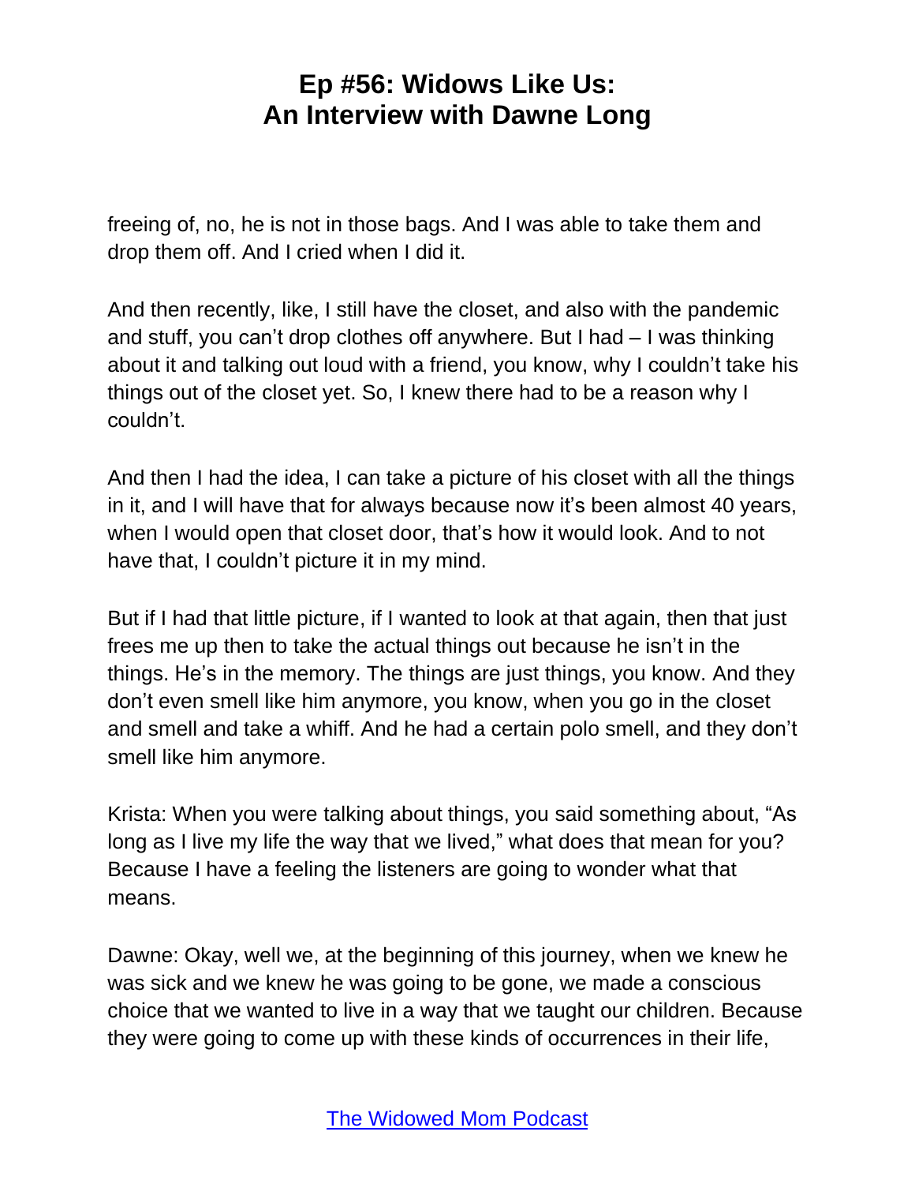freeing of, no, he is not in those bags. And I was able to take them and drop them off. And I cried when I did it.

And then recently, like, I still have the closet, and also with the pandemic and stuff, you can't drop clothes off anywhere. But I had – I was thinking about it and talking out loud with a friend, you know, why I couldn't take his things out of the closet yet. So, I knew there had to be a reason why I couldn't.

And then I had the idea, I can take a picture of his closet with all the things in it, and I will have that for always because now it's been almost 40 years, when I would open that closet door, that's how it would look. And to not have that, I couldn't picture it in my mind.

But if I had that little picture, if I wanted to look at that again, then that just frees me up then to take the actual things out because he isn't in the things. He's in the memory. The things are just things, you know. And they don't even smell like him anymore, you know, when you go in the closet and smell and take a whiff. And he had a certain polo smell, and they don't smell like him anymore.

Krista: When you were talking about things, you said something about, "As long as I live my life the way that we lived," what does that mean for you? Because I have a feeling the listeners are going to wonder what that means.

Dawne: Okay, well we, at the beginning of this journey, when we knew he was sick and we knew he was going to be gone, we made a conscious choice that we wanted to live in a way that we taught our children. Because they were going to come up with these kinds of occurrences in their life,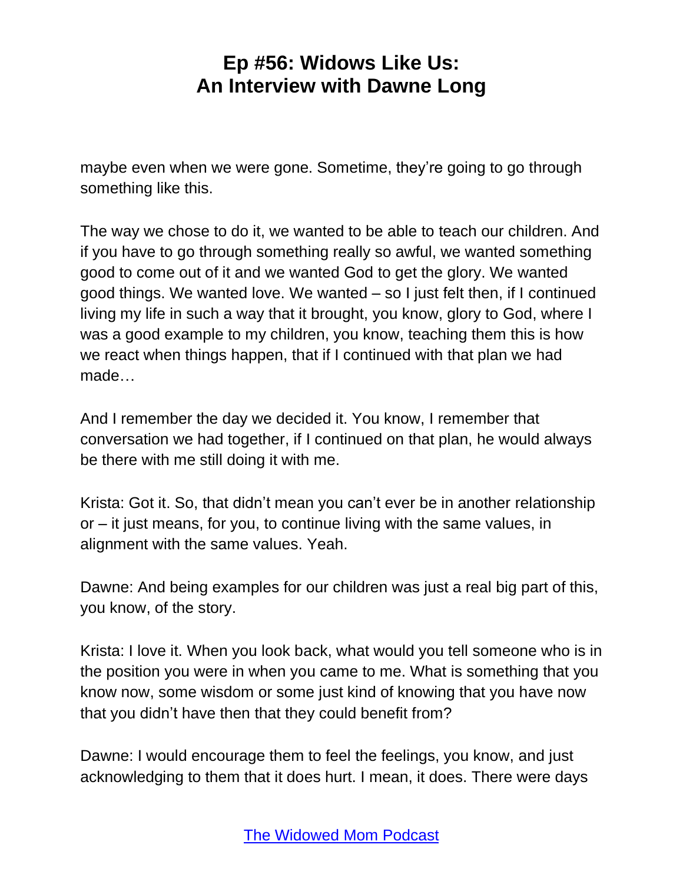maybe even when we were gone. Sometime, they're going to go through something like this.

The way we chose to do it, we wanted to be able to teach our children. And if you have to go through something really so awful, we wanted something good to come out of it and we wanted God to get the glory. We wanted good things. We wanted love. We wanted – so I just felt then, if I continued living my life in such a way that it brought, you know, glory to God, where I was a good example to my children, you know, teaching them this is how we react when things happen, that if I continued with that plan we had made…

And I remember the day we decided it. You know, I remember that conversation we had together, if I continued on that plan, he would always be there with me still doing it with me.

Krista: Got it. So, that didn't mean you can't ever be in another relationship or – it just means, for you, to continue living with the same values, in alignment with the same values. Yeah.

Dawne: And being examples for our children was just a real big part of this, you know, of the story.

Krista: I love it. When you look back, what would you tell someone who is in the position you were in when you came to me. What is something that you know now, some wisdom or some just kind of knowing that you have now that you didn't have then that they could benefit from?

Dawne: I would encourage them to feel the feelings, you know, and just acknowledging to them that it does hurt. I mean, it does. There were days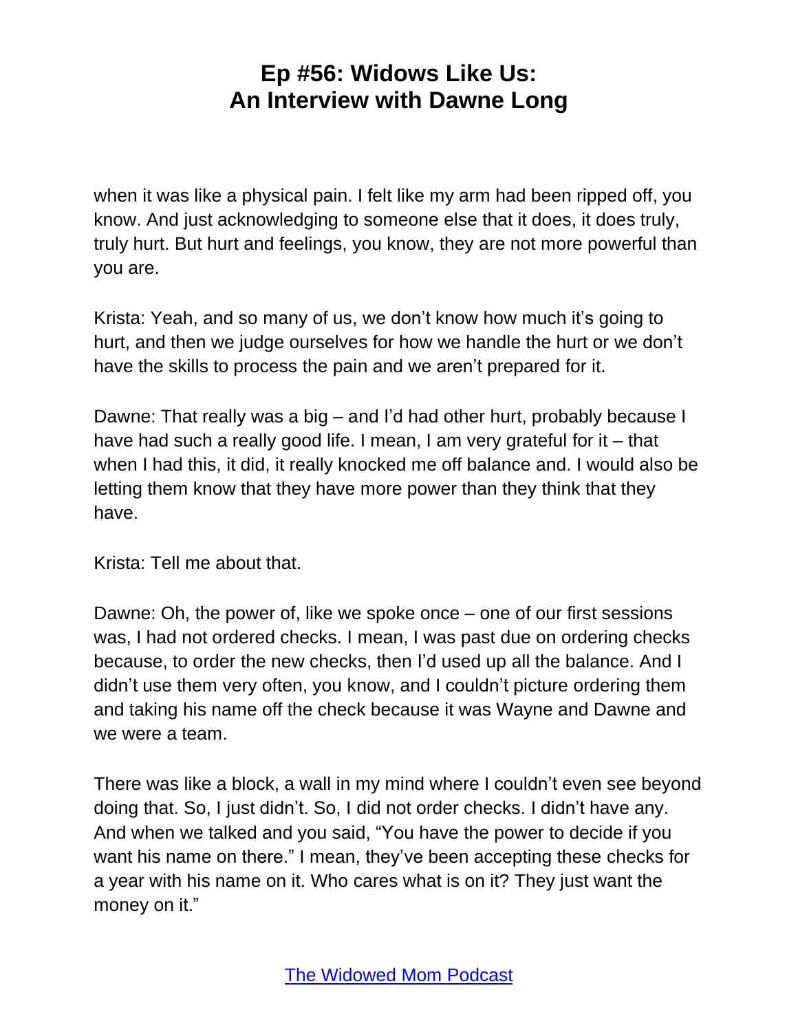when it was like a physical pain. I felt like my arm had been ripped off, you know. And just acknowledging to someone else that it does, it does truly, truly hurt. But hurt and feelings, you know, they are not more powerful than you are.

Krista: Yeah, and so many of us, we don't know how much it's going to hurt, and then we judge ourselves for how we handle the hurt or we don't have the skills to process the pain and we aren't prepared for it.

Dawne: That really was a big – and I'd had other hurt, probably because I have had such a really good life. I mean, I am very grateful for it – that when I had this, it did, it really knocked me off balance and. I would also be letting them know that they have more power than they think that they have.

Krista: Tell me about that.

Dawne: Oh, the power of, like we spoke once – one of our first sessions was, I had not ordered checks. I mean, I was past due on ordering checks because, to order the new checks, then I'd used up all the balance. And I didn't use them very often, you know, and I couldn't picture ordering them and taking his name off the check because it was Wayne and Dawne and we were a team.

There was like a block, a wall in my mind where I couldn't even see beyond doing that. So, I just didn't. So, I did not order checks. I didn't have any. And when we talked and you said, "You have the power to decide if you want his name on there." I mean, they've been accepting these checks for a year with his name on it. Who cares what is on it? They just want the money on it."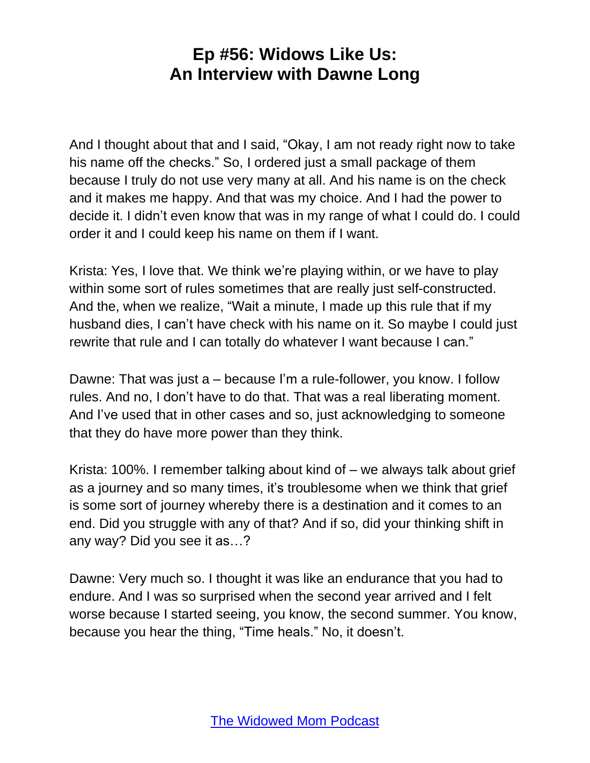And I thought about that and I said, "Okay, I am not ready right now to take his name off the checks." So, I ordered just a small package of them because I truly do not use very many at all. And his name is on the check and it makes me happy. And that was my choice. And I had the power to decide it. I didn't even know that was in my range of what I could do. I could order it and I could keep his name on them if I want.

Krista: Yes, I love that. We think we're playing within, or we have to play within some sort of rules sometimes that are really just self-constructed. And the, when we realize, "Wait a minute, I made up this rule that if my husband dies, I can't have check with his name on it. So maybe I could just rewrite that rule and I can totally do whatever I want because I can."

Dawne: That was just a – because I'm a rule-follower, you know. I follow rules. And no, I don't have to do that. That was a real liberating moment. And I've used that in other cases and so, just acknowledging to someone that they do have more power than they think.

Krista: 100%. I remember talking about kind of – we always talk about grief as a journey and so many times, it's troublesome when we think that grief is some sort of journey whereby there is a destination and it comes to an end. Did you struggle with any of that? And if so, did your thinking shift in any way? Did you see it as…?

Dawne: Very much so. I thought it was like an endurance that you had to endure. And I was so surprised when the second year arrived and I felt worse because I started seeing, you know, the second summer. You know, because you hear the thing, "Time heals." No, it doesn't.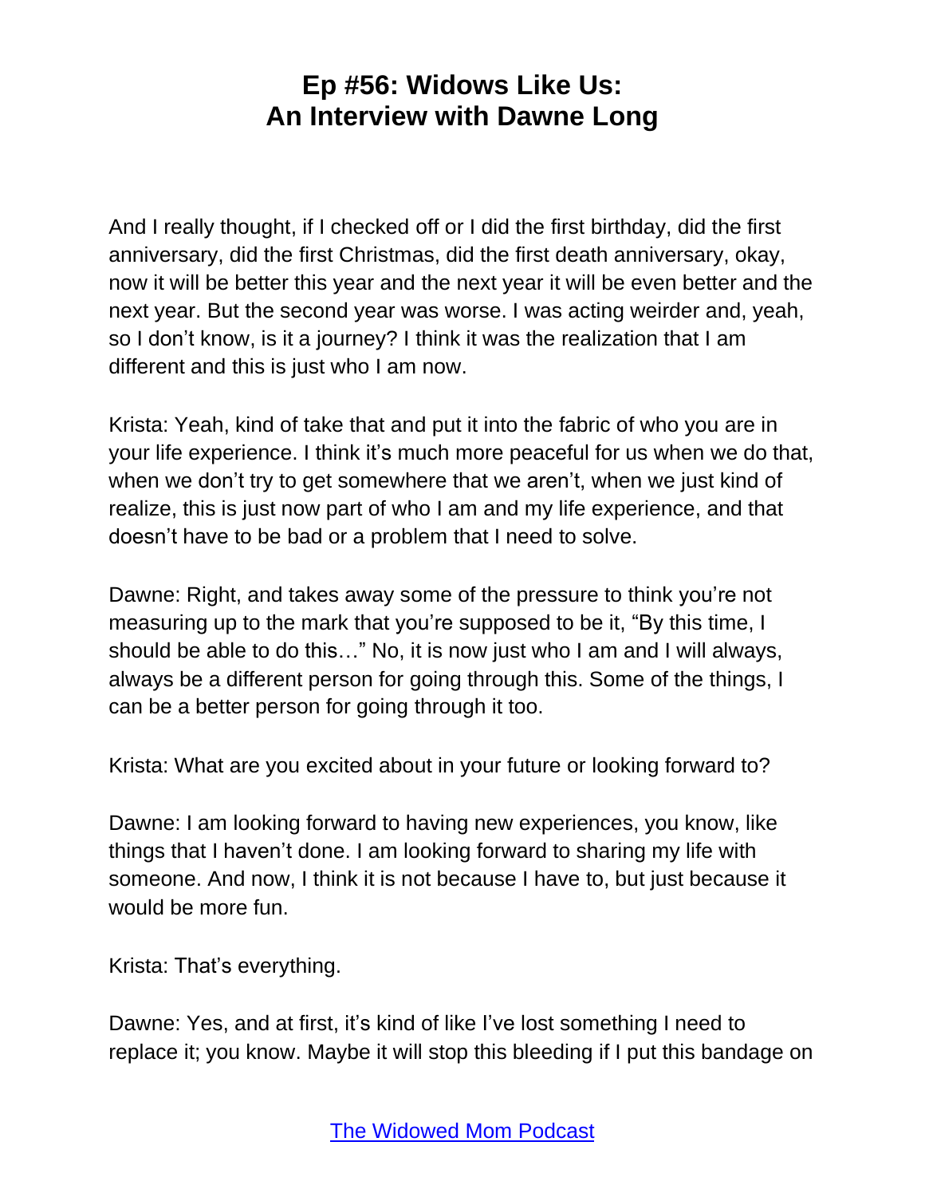And I really thought, if I checked off or I did the first birthday, did the first anniversary, did the first Christmas, did the first death anniversary, okay, now it will be better this year and the next year it will be even better and the next year. But the second year was worse. I was acting weirder and, yeah, so I don't know, is it a journey? I think it was the realization that I am different and this is just who I am now.

Krista: Yeah, kind of take that and put it into the fabric of who you are in your life experience. I think it's much more peaceful for us when we do that, when we don't try to get somewhere that we aren't, when we just kind of realize, this is just now part of who I am and my life experience, and that doesn't have to be bad or a problem that I need to solve.

Dawne: Right, and takes away some of the pressure to think you're not measuring up to the mark that you're supposed to be it, "By this time, I should be able to do this…" No, it is now just who I am and I will always, always be a different person for going through this. Some of the things, I can be a better person for going through it too.

Krista: What are you excited about in your future or looking forward to?

Dawne: I am looking forward to having new experiences, you know, like things that I haven't done. I am looking forward to sharing my life with someone. And now, I think it is not because I have to, but just because it would be more fun.

Krista: That's everything.

Dawne: Yes, and at first, it's kind of like I've lost something I need to replace it; you know. Maybe it will stop this bleeding if I put this bandage on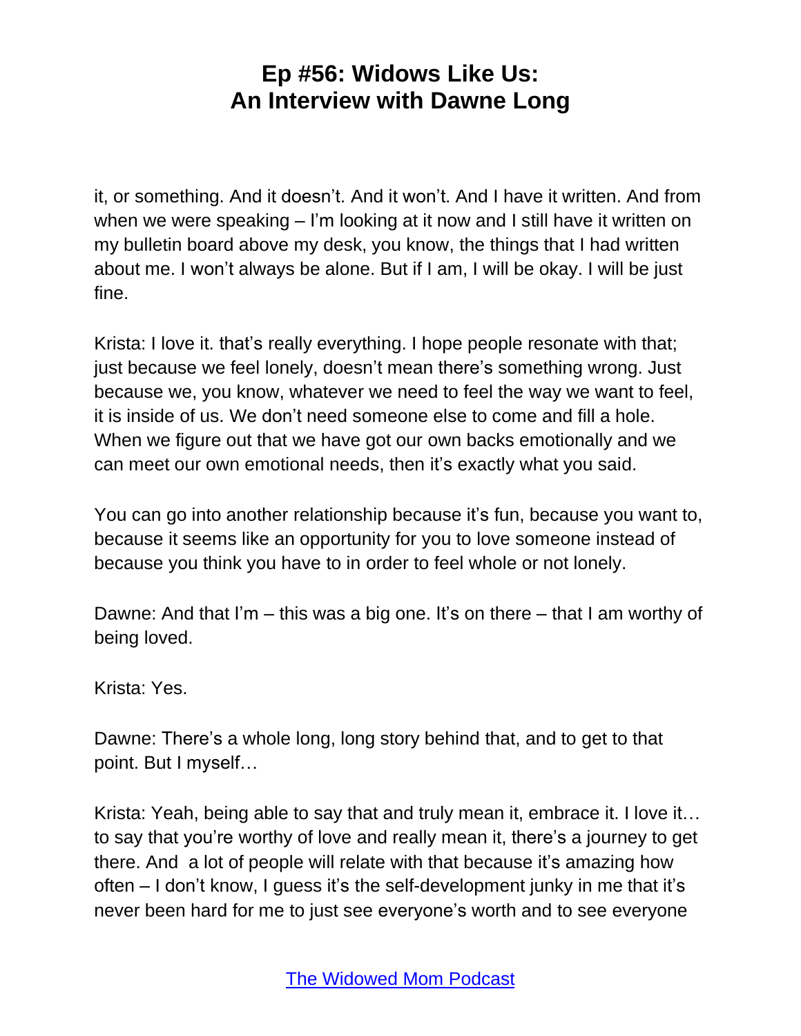it, or something. And it doesn't. And it won't. And I have it written. And from when we were speaking – I'm looking at it now and I still have it written on my bulletin board above my desk, you know, the things that I had written about me. I won't always be alone. But if I am, I will be okay. I will be just fine.

Krista: I love it. that's really everything. I hope people resonate with that; just because we feel lonely, doesn't mean there's something wrong. Just because we, you know, whatever we need to feel the way we want to feel, it is inside of us. We don't need someone else to come and fill a hole. When we figure out that we have got our own backs emotionally and we can meet our own emotional needs, then it's exactly what you said.

You can go into another relationship because it's fun, because you want to, because it seems like an opportunity for you to love someone instead of because you think you have to in order to feel whole or not lonely.

Dawne: And that I'm – this was a big one. It's on there – that I am worthy of being loved.

Krista: Yes.

Dawne: There's a whole long, long story behind that, and to get to that point. But I myself…

Krista: Yeah, being able to say that and truly mean it, embrace it. I love it… to say that you're worthy of love and really mean it, there's a journey to get there. And a lot of people will relate with that because it's amazing how often – I don't know, I guess it's the self-development junky in me that it's never been hard for me to just see everyone's worth and to see everyone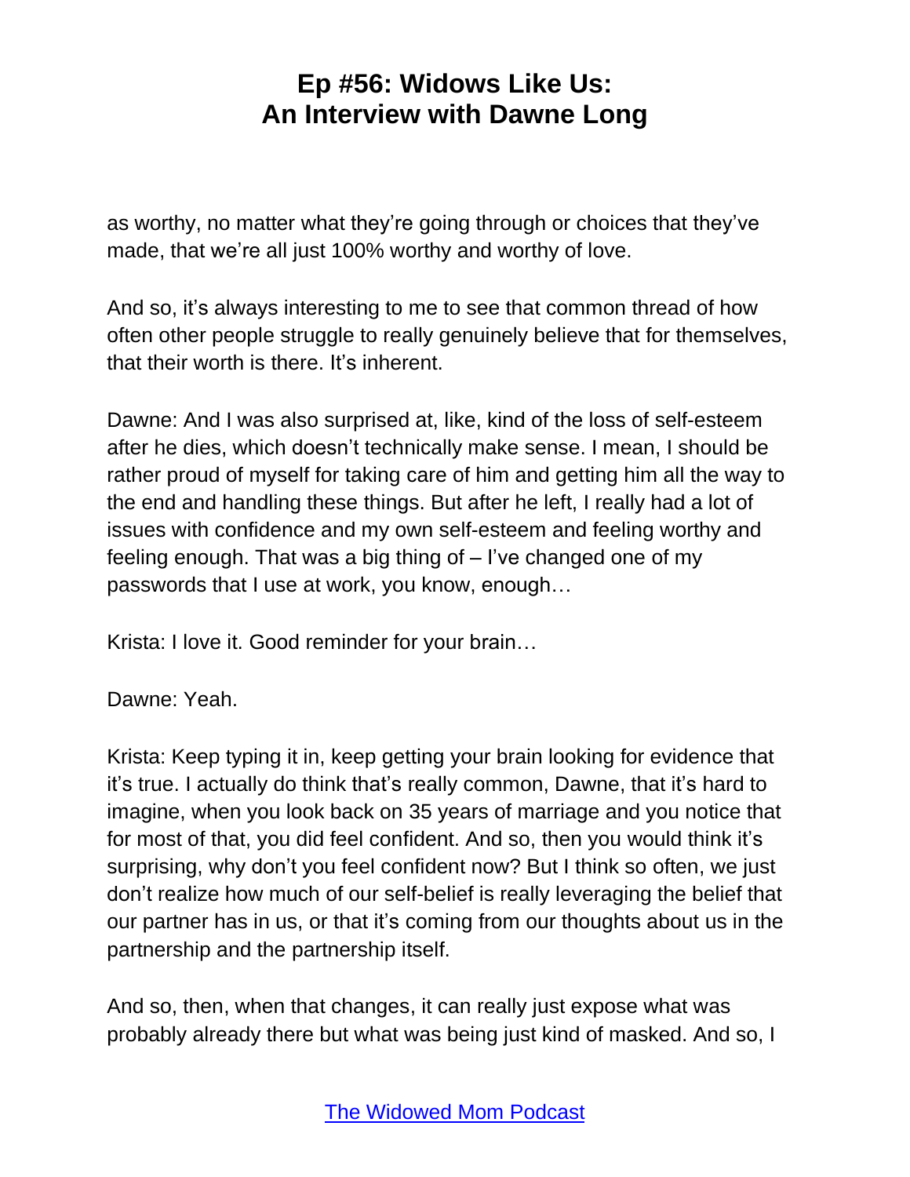as worthy, no matter what they're going through or choices that they've made, that we're all just 100% worthy and worthy of love.

And so, it's always interesting to me to see that common thread of how often other people struggle to really genuinely believe that for themselves, that their worth is there. It's inherent.

Dawne: And I was also surprised at, like, kind of the loss of self-esteem after he dies, which doesn't technically make sense. I mean, I should be rather proud of myself for taking care of him and getting him all the way to the end and handling these things. But after he left, I really had a lot of issues with confidence and my own self-esteem and feeling worthy and feeling enough. That was a big thing of – I've changed one of my passwords that I use at work, you know, enough…

Krista: I love it. Good reminder for your brain…

Dawne: Yeah.

Krista: Keep typing it in, keep getting your brain looking for evidence that it's true. I actually do think that's really common, Dawne, that it's hard to imagine, when you look back on 35 years of marriage and you notice that for most of that, you did feel confident. And so, then you would think it's surprising, why don't you feel confident now? But I think so often, we just don't realize how much of our self-belief is really leveraging the belief that our partner has in us, or that it's coming from our thoughts about us in the partnership and the partnership itself.

And so, then, when that changes, it can really just expose what was probably already there but what was being just kind of masked. And so, I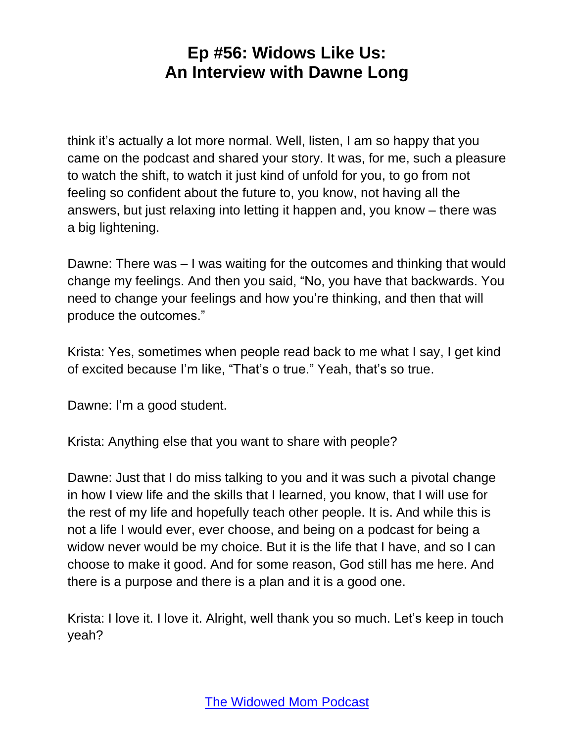think it's actually a lot more normal. Well, listen, I am so happy that you came on the podcast and shared your story. It was, for me, such a pleasure to watch the shift, to watch it just kind of unfold for you, to go from not feeling so confident about the future to, you know, not having all the answers, but just relaxing into letting it happen and, you know – there was a big lightening.

Dawne: There was – I was waiting for the outcomes and thinking that would change my feelings. And then you said, "No, you have that backwards. You need to change your feelings and how you're thinking, and then that will produce the outcomes."

Krista: Yes, sometimes when people read back to me what I say, I get kind of excited because I'm like, "That's o true." Yeah, that's so true.

Dawne: I'm a good student.

Krista: Anything else that you want to share with people?

Dawne: Just that I do miss talking to you and it was such a pivotal change in how I view life and the skills that I learned, you know, that I will use for the rest of my life and hopefully teach other people. It is. And while this is not a life I would ever, ever choose, and being on a podcast for being a widow never would be my choice. But it is the life that I have, and so I can choose to make it good. And for some reason, God still has me here. And there is a purpose and there is a plan and it is a good one.

Krista: I love it. I love it. Alright, well thank you so much. Let's keep in touch yeah?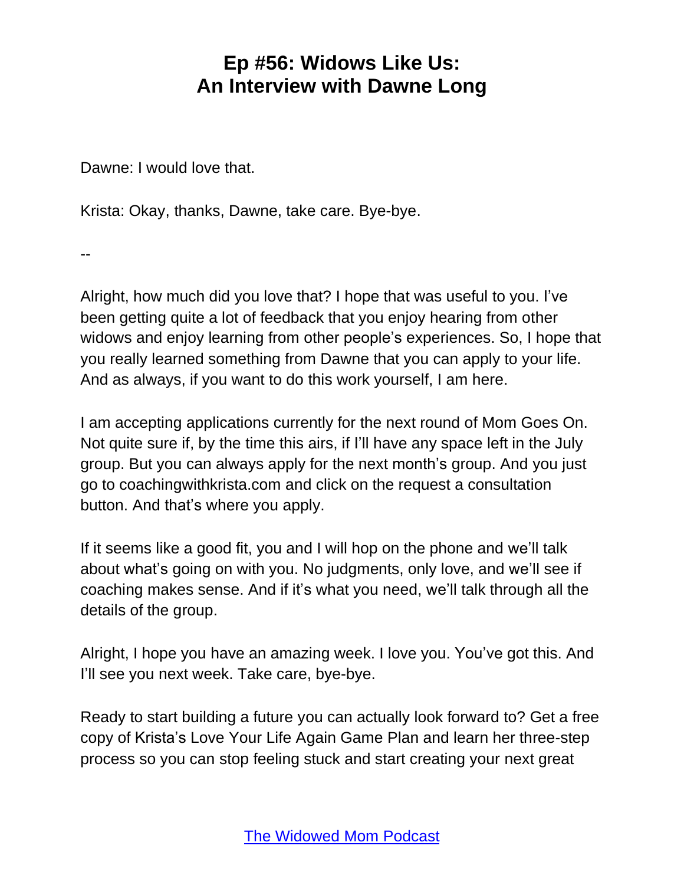Dawne: I would love that.

Krista: Okay, thanks, Dawne, take care. Bye-bye.

--

Alright, how much did you love that? I hope that was useful to you. I've been getting quite a lot of feedback that you enjoy hearing from other widows and enjoy learning from other people's experiences. So, I hope that you really learned something from Dawne that you can apply to your life. And as always, if you want to do this work yourself, I am here.

I am accepting applications currently for the next round of Mom Goes On. Not quite sure if, by the time this airs, if I'll have any space left in the July group. But you can always apply for the next month's group. And you just go to coachingwithkrista.com and click on the request a consultation button. And that's where you apply.

If it seems like a good fit, you and I will hop on the phone and we'll talk about what's going on with you. No judgments, only love, and we'll see if coaching makes sense. And if it's what you need, we'll talk through all the details of the group.

Alright, I hope you have an amazing week. I love you. You've got this. And I'll see you next week. Take care, bye-bye.

Ready to start building a future you can actually look forward to? Get a free copy of Krista's Love Your Life Again Game Plan and learn her three-step process so you can stop feeling stuck and start creating your next great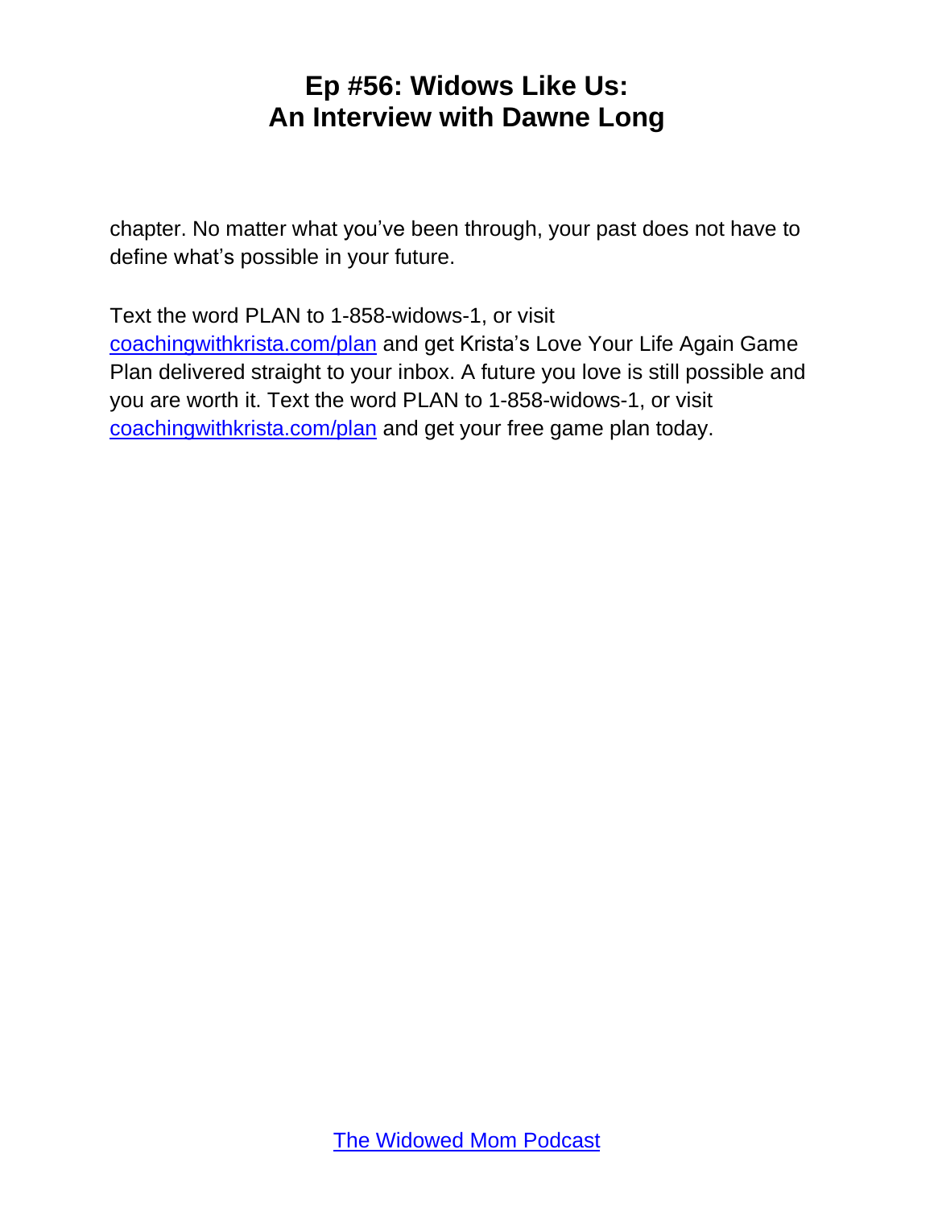chapter. No matter what you've been through, your past does not have to define what's possible in your future.

Text the word PLAN to 1-858-widows-1, or visit coachingwithkrista.com/plan and get Krista's Love Your Life Again Game Plan delivered straight to your inbox. A future you love is still possible and you are worth it. Text the word PLAN to 1-858-widows-1, or visit coachingwithkrista.com/plan and get your free game plan today.